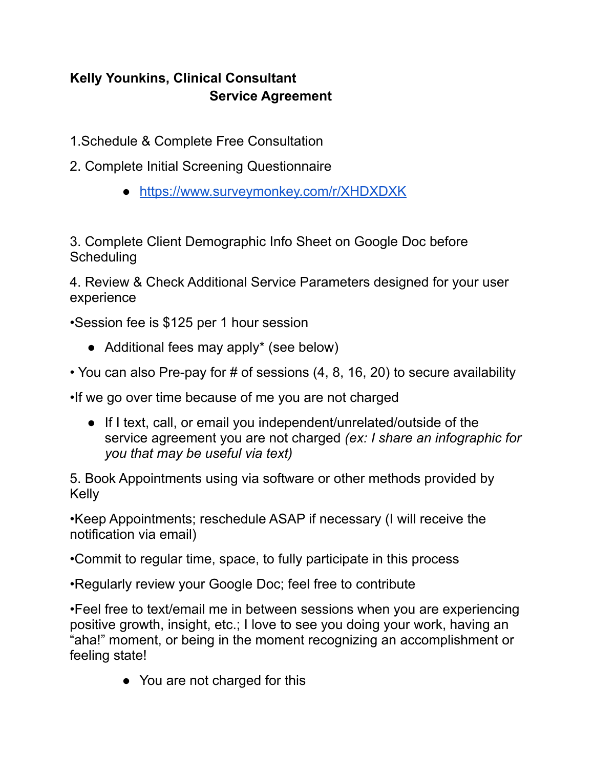**Kelly Younkins, Clinical Consultant**

**Service Agreement**

1.Schedule & Complete Free Consultation

2. Complete Initial Screening Questionnaire

- [https://www.surveymonkey.com/r/XHDXDXK](https://www.surveymonkey.com/r/XHDXDXK)

3. Complete Client Demographic Info Sheet on Google Doc before Scheduling

4. Review & Check Additional Service Parameters designed for your user experience

•Session fee is $125 per 1 hour session

- Additional fees may apply* (see below)

• You can also Pre-pay for # of sessions (4, 8, 16, 20) to secure availability

•If we go over time because of me you are not charged

- If I text, call, or email you independent/unrelated/outside of the service agreement you are not charged *(ex: I share an infographic for you that may be useful via text)*

5. Book Appointments using via software or other methods provided by Kelly

•Keep Appointments; reschedule ASAP if necessary (I will receive the notification via email)

•Commit to regular time, space, to fully participate in this process

•Regularly review your Google Doc; feel free to contribute

•Feel free to text/email me in between sessions when you are experiencing positive growth, insight, etc.; I love to see you doing your work, having an "aha!" moment, or being in the moment recognizing an accomplishment or feeling state!

- You are not charged for this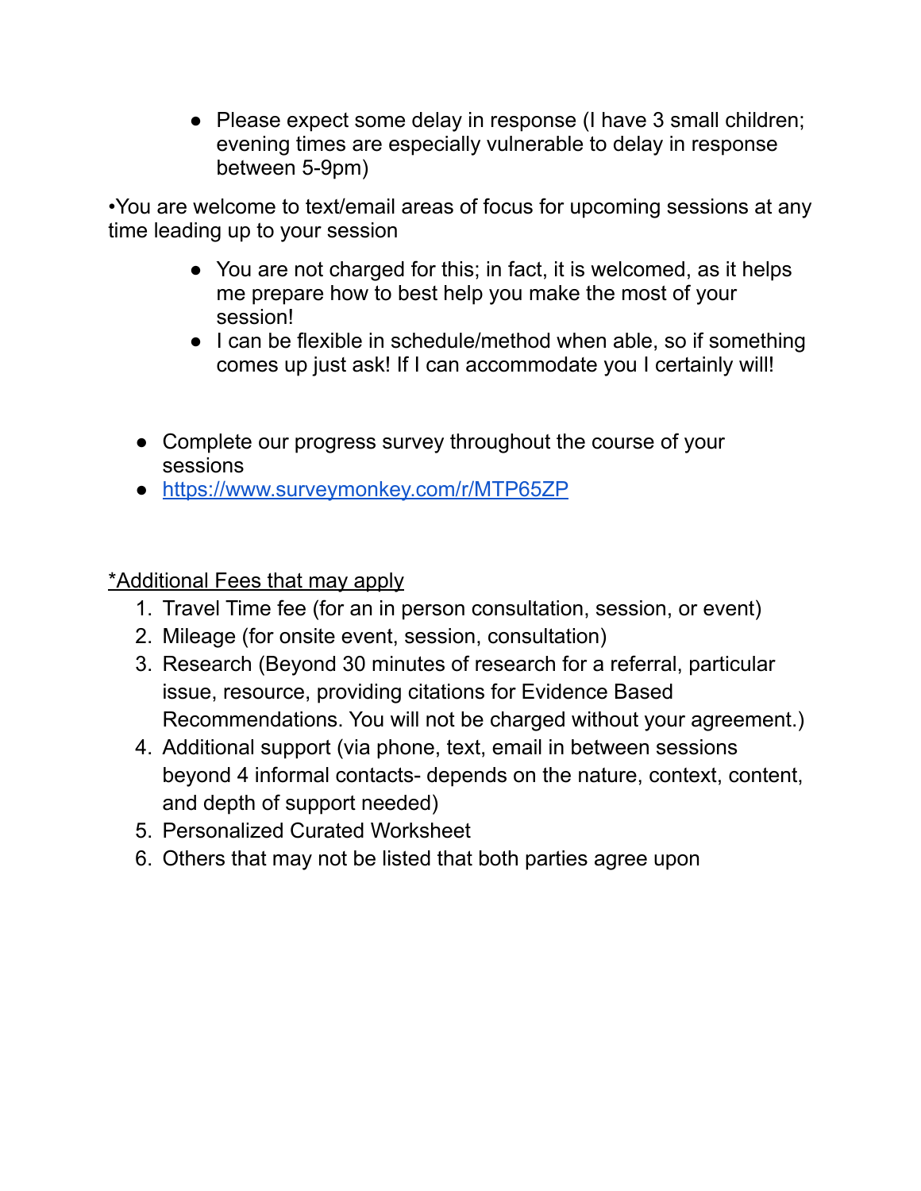- Please expect some delay in response (I have 3 small children; evening times are especially vulnerable to delay in response between 5-9pm)

•You are welcome to text/email areas of focus for upcoming sessions at any time leading up to your session

- You are not charged for this; in fact, it is welcomed, as it helps me prepare how to best help you make the most of your session!
- I can be flexible in schedule/method when able, so if something comes up just ask! If I can accommodate you I certainly will!

- Complete our progress survey throughout the course of your sessions
- [https://www.surveymonkey.com/r/MTP65ZP](https://www.surveymonkey.com/r/MTP65ZP)

*Additional Fees that may apply

1. Travel Time fee (for an in person consultation, session, or event)
2. Mileage (for onsite event, session, consultation)
3. Research (Beyond 30 minutes of research for a referral, particular issue, resource, providing citations for Evidence Based Recommendations. You will not be charged without your agreement.)
4. Additional support (via phone, text, email in between sessions beyond 4 informal contacts- depends on the nature, context, content, and depth of support needed)
5. Personalized Curated Worksheet
6. Others that may not be listed that both parties agree upon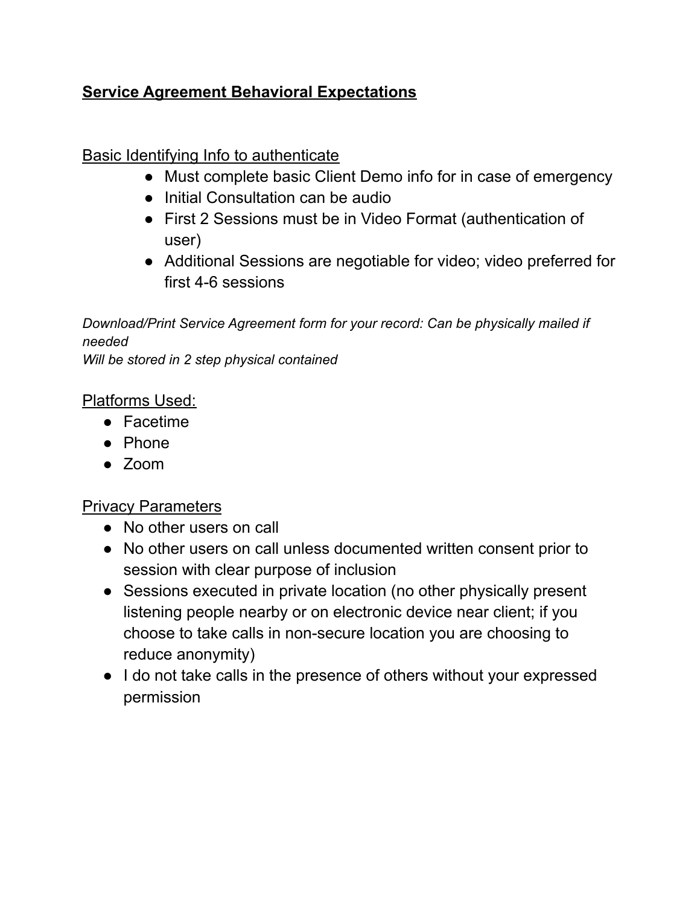## **Service Agreement Behavioral Expectations**

Basic Identifying Info to authenticate

- Must complete basic Client Demo info for in case of emergency
- Initial Consultation can be audio
- First 2 Sessions must be in Video Format (authentication of user)
- Additional Sessions are negotiable for video; video preferred for first 4-6 sessions

*Download/Print Service Agreement form for your record: Can be physically mailed if needed*
*Will be stored in 2 step physical contained*

Platforms Used:

- Facetime
- Phone
- Zoom

Privacy Parameters

- No other users on call
- No other users on call unless documented written consent prior to session with clear purpose of inclusion
- Sessions executed in private location (no other physically present listening people nearby or on electronic device near client; if you choose to take calls in non-secure location you are choosing to reduce anonymity)
- I do not take calls in the presence of others without your expressed permission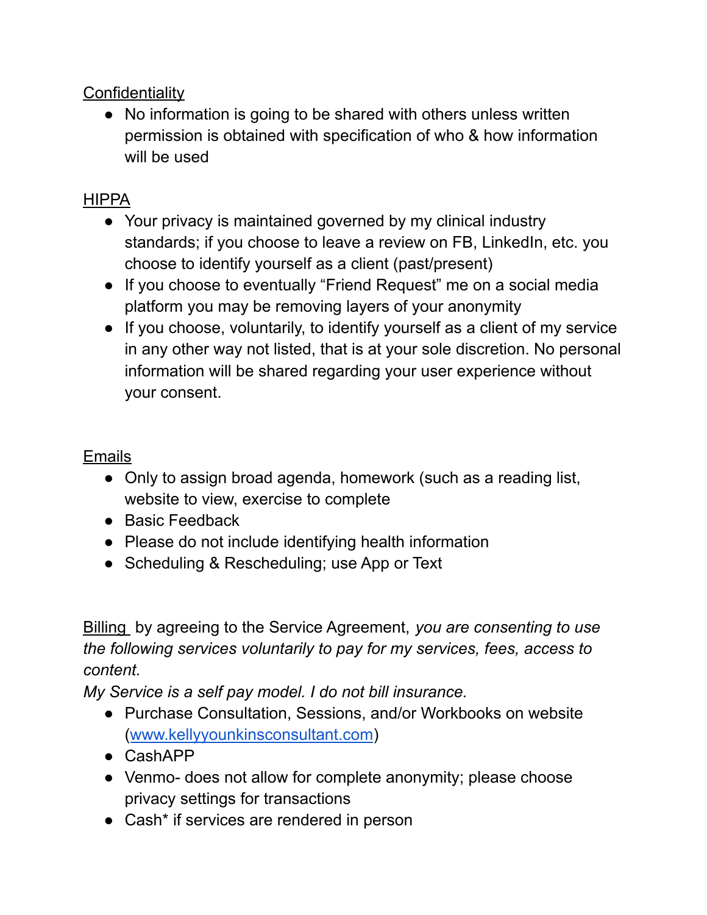Confidentiality

- No information is going to be shared with others unless written permission is obtained with specification of who & how information will be used

HIPPA

- Your privacy is maintained governed by my clinical industry standards; if you choose to leave a review on FB, LinkedIn, etc. you choose to identify yourself as a client (past/present)
- If you choose to eventually "Friend Request" me on a social media platform you may be removing layers of your anonymity
- If you choose, voluntarily, to identify yourself as a client of my service in any other way not listed, that is at your sole discretion. No personal information will be shared regarding your user experience without your consent.

Emails

- Only to assign broad agenda, homework (such as a reading list, website to view, exercise to complete
- Basic Feedback
- Please do not include identifying health information
- Scheduling & Rescheduling; use App or Text

Billing by agreeing to the Service Agreement, *you are consenting to use the following services voluntarily to pay for my services, fees, access to content.*

*My Service is a self pay model. I do not bill insurance.*

- Purchase Consultation, Sessions, and/or Workbooks on website ([www.kellyyounkinsconsultant.com](http://www.kellyyounkinsconsultant.com))
- CashAPP
- Venmo- does not allow for complete anonymity; please choose privacy settings for transactions
- Cash* if services are rendered in person